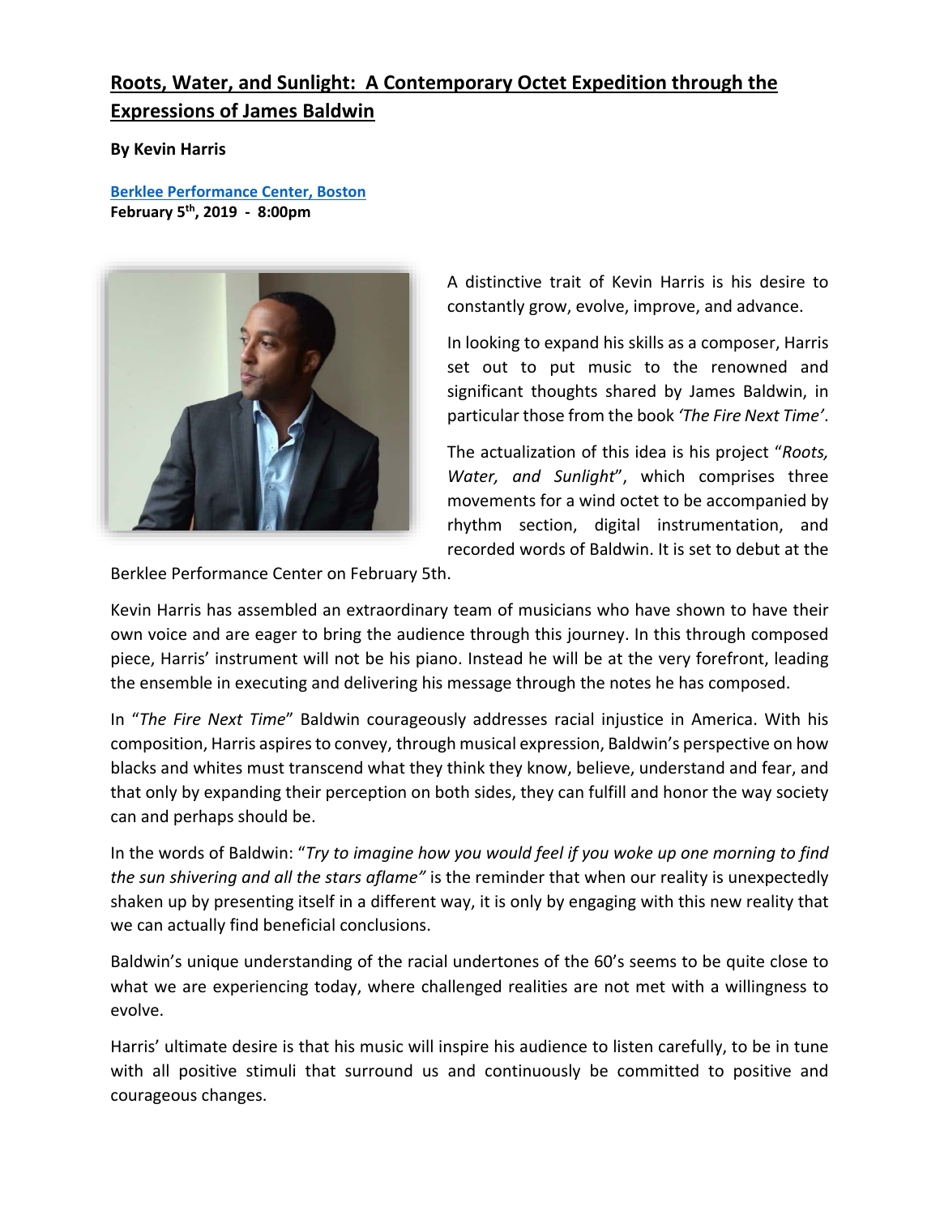# Roots, Water, and Sunlight: A Contemporary Octet Expedition through the Expressions of James Baldwin

**By Kevin Harris**

**Berklee Performance Center, Boston**
**February 5th, 2019 - 8:00pm**

A distinctive trait of Kevin Harris is his desire to constantly grow, evolve, improve, and advance.

In looking to expand his skills as a composer, Harris set out to put music to the renowned and significant thoughts shared by James Baldwin, in particular those from the book *'The Fire Next Time'*.

The actualization of this idea is his project "*Roots, Water, and Sunlight*", which comprises three movements for a wind octet to be accompanied by rhythm section, digital instrumentation, and recorded words of Baldwin. It is set to debut at the Berklee Performance Center on February 5th.

Kevin Harris has assembled an extraordinary team of musicians who have shown to have their own voice and are eager to bring the audience through this journey. In this through composed piece, Harris' instrument will not be his piano. Instead he will be at the very forefront, leading the ensemble in executing and delivering his message through the notes he has composed.

In "*The Fire Next Time*" Baldwin courageously addresses racial injustice in America. With his composition, Harris aspires to convey, through musical expression, Baldwin's perspective on how blacks and whites must transcend what they think they know, believe, understand and fear, and that only by expanding their perception on both sides, they can fulfill and honor the way society can and perhaps should be.

In the words of Baldwin: "*Try to imagine how you would feel if you woke up one morning to find the sun shivering and all the stars aflame"* is the reminder that when our reality is unexpectedly shaken up by presenting itself in a different way, it is only by engaging with this new reality that we can actually find beneficial conclusions.

Baldwin's unique understanding of the racial undertones of the 60's seems to be quite close to what we are experiencing today, where challenged realities are not met with a willingness to evolve.

Harris' ultimate desire is that his music will inspire his audience to listen carefully, to be in tune with all positive stimuli that surround us and continuously be committed to positive and courageous changes.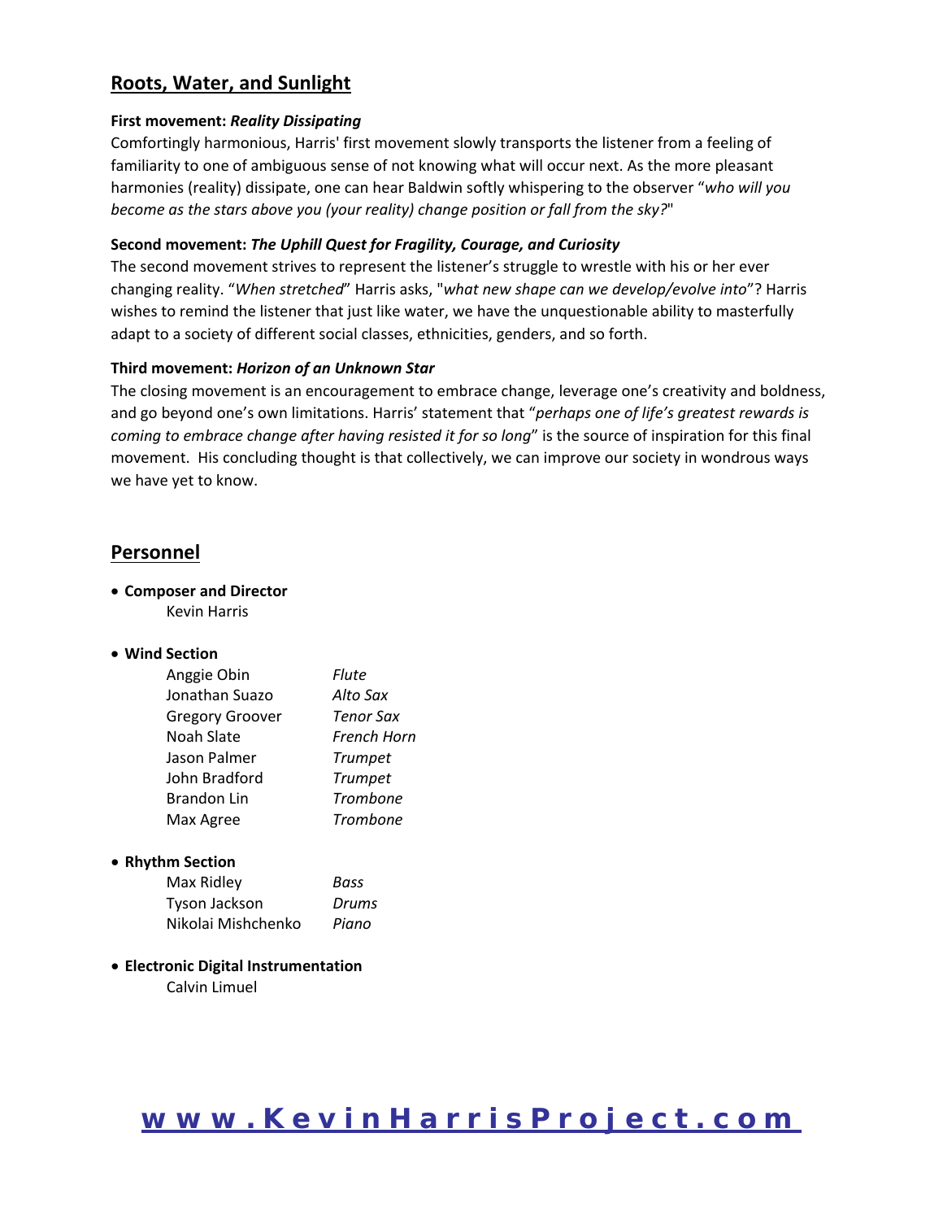## Roots, Water, and Sunlight

**First movement: *Reality Dissipating***

Comfortingly harmonious, Harris' first movement slowly transports the listener from a feeling of familiarity to one of ambiguous sense of not knowing what will occur next. As the more pleasant harmonies (reality) dissipate, one can hear Baldwin softly whispering to the observer "*who will you become as the stars above you (your reality) change position or fall from the sky?*"

**Second movement: *The Uphill Quest for Fragility, Courage, and Curiosity***

The second movement strives to represent the listener's struggle to wrestle with his or her ever changing reality. "*When stretched*" Harris asks, "*what new shape can we develop/evolve into*"? Harris wishes to remind the listener that just like water, we have the unquestionable ability to masterfully adapt to a society of different social classes, ethnicities, genders, and so forth.

**Third movement: *Horizon of an Unknown Star***

The closing movement is an encouragement to embrace change, leverage one's creativity and boldness, and go beyond one's own limitations. Harris' statement that "*perhaps one of life's greatest rewards is coming to embrace change after having resisted it for so long*" is the source of inspiration for this final movement. His concluding thought is that collectively, we can improve our society in wondrous ways we have yet to know.

## Personnel

- **Composer and Director**
  Kevin Harris

- **Wind Section**

| | |
|---|---|
| Anggie Obin | *Flute* |
| Jonathan Suazo | *Alto Sax* |
| Gregory Groover | *Tenor Sax* |
| Noah Slate | *French Horn* |
| Jason Palmer | *Trumpet* |
| John Bradford | *Trumpet* |
| Brandon Lin | *Trombone* |
| Max Agree | *Trombone* |

- **Rhythm Section**

| | |
|---|---|
| Max Ridley | *Bass* |
| Tyson Jackson | *Drums* |
| Nikolai Mishchenko | *Piano* |

- **Electronic Digital Instrumentation**
  Calvin Limuel

**www.KevinHarrisProject.com**